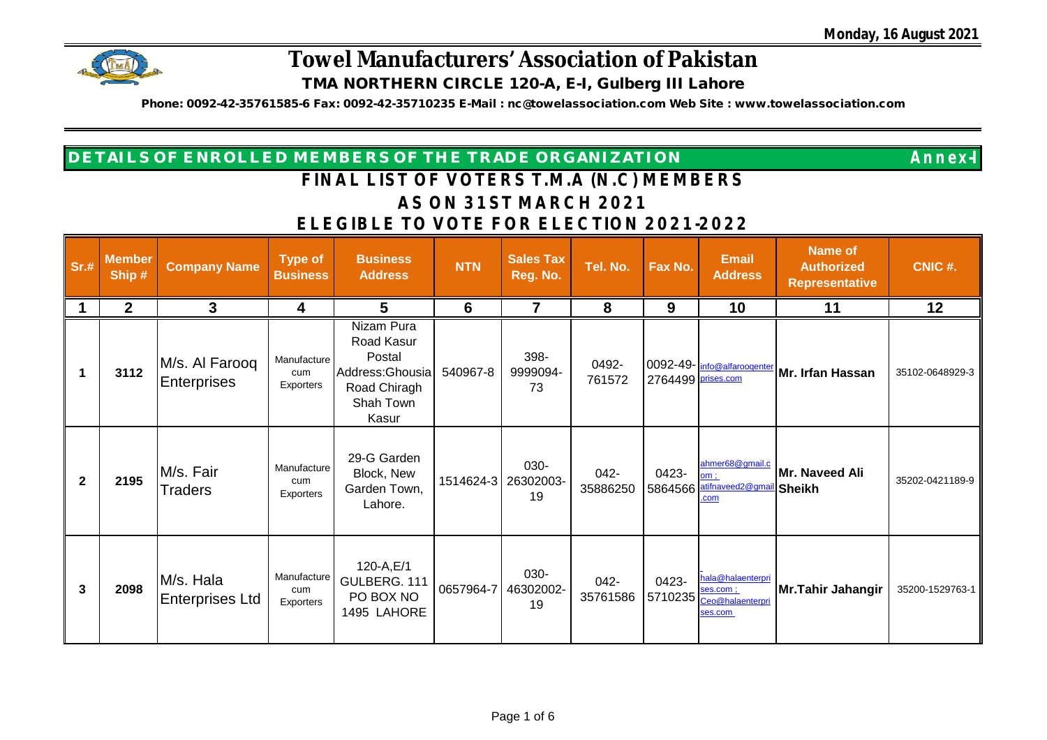Monday, 16 August 2021

# Towel Manufacturers' Association of Pakistan

**TMA NORTHERN CIRCLE 120-A, E-I, Gulberg III Lahore**

**Phone: 0092-42-35761585-6 Fax: 0092-42-35710235 E-Mail : nc@towelassociation.com Web Site : www.towelassociation.com**

## DETAILS OF ENROLLED MEMBERS OF THE TRADE ORGANIZATION — Annex-I

### FINAL LIST OF VOTERS T.M.A (N.C) MEMBERS
### AS ON 31ST MARCH 2021
### ELEGIBLE TO VOTE FOR ELECTION 2021-2022

| Sr.# | Member Ship # | Company Name | Type of Business | Business Address | NTN | Sales Tax Reg. No. | Tel. No. | Fax No. | Email Address | Name of Authorized Representative | CNIC #. |
|---|---|---|---|---|---|---|---|---|---|---|---|
| 1 | 2 | 3 | 4 | 5 | 6 | 7 | 8 | 9 | 10 | 11 | 12 |
| 1 | 3112 | M/s. Al Farooq Enterprises | Manufacture cum Exporters | Nizam Pura Road Kasur Postal Address:Ghousia Road Chiragh Shah Town Kasur | 540967-8 | 398-9999094-73 | 0492-761572 | 0092-49-2764499 | info@alfarooqenterprises.com | Mr. Irfan Hassan | 35102-0648929-3 |
| 2 | 2195 | M/s. Fair Traders | Manufacture cum Exporters | 29-G Garden Block, New Garden Town, Lahore. | 1514624-3 | 030-26302003-19 | 042-35886250 | 0423-5864566 | ahmer68@gmail.com ; atifnaveed2@gmail.com | Mr. Naveed Ali Sheikh | 35202-0421189-9 |
| 3 | 2098 | M/s. Hala Enterprises Ltd | Manufacture cum Exporters | 120-A,E/1 GULBERG. 111 PO BOX NO 1495 LAHORE | 0657964-7 | 030-46302002-19 | 042-35761586 | 0423-5710235 | hala@halaenterprises.com ; Ceo@halaenterprises.com | Mr.Tahir Jahangir | 35200-1529763-1 |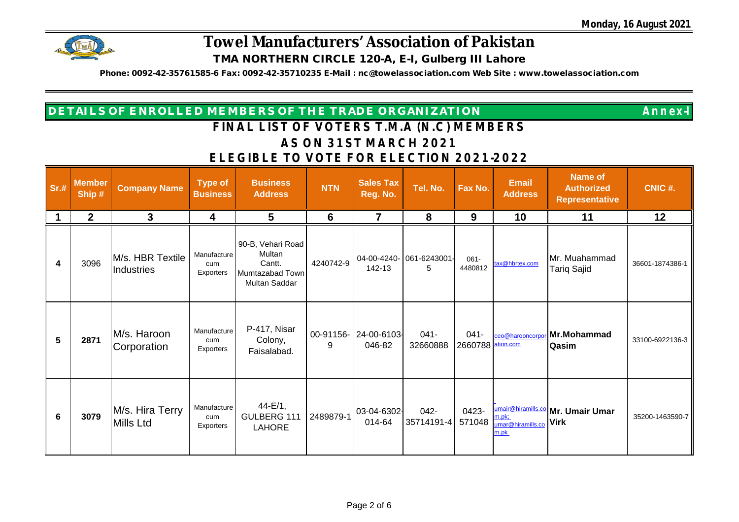Monday, 16 August 2021

# Towel Manufacturers' Association of Pakistan

**TMA NORTHERN CIRCLE 120-A, E-I, Gulberg III Lahore**

**Phone: 0092-42-35761585-6 Fax: 0092-42-35710235 E-Mail : nc@towelassociation.com Web Site : www.towelassociation.com**

**DETAILS OF ENROLLED MEMBERS OF THE TRADE ORGANIZATION** **Annex-I**

## FINAL LIST OF VOTERS T.M.A (N.C) MEMBERS

## AS ON 31ST MARCH 2021

## ELEGIBLE TO VOTE FOR ELECTION 2021-2022

| Sr.# | Member Ship # | Company Name | Type of Business | Business Address | NTN | Sales Tax Reg. No. | Tel. No. | Fax No. | Email Address | Name of Authorized Representative | CNIC #. |
|---|---|---|---|---|---|---|---|---|---|---|---|
| 1 | 2 | 3 | 4 | 5 | 6 | 7 | 8 | 9 | 10 | 11 | 12 |
| 4 | 3096 | M/s. HBR Textile Industries | Manufacture cum Exporters | 90-B, Vehari Road Multan Cantt. Mumtazabad Town Multan Saddar | 4240742-9 | 04-00-4240-142-13 | 061-6243001-5 | 061-4480812 | tax@hbrtex.com | Mr. Muahammad Tariq Sajid | 36601-1874386-1 |
| 5 | **2871** | M/s. Haroon Corporation | Manufacture cum Exporters | P-417, Nisar Colony, Faisalabad. | 00-91156-9 | 24-00-6103-046-82 | 041-32660888 | 041-2660788 | ceo@harooncorporation.com | **Mr.Mohammad Qasim** | 33100-6922136-3 |
| 6 | **3079** | M/s. Hira Terry Mills Ltd | Manufacture cum Exporters | 44-E/1, GULBERG 111 LAHORE | 2489879-1 | 03-04-6302-014-64 | 042-35714191-4 | 0423-571048 | umair@hiramills.com.pk; umar@hiramills.com.pk | **Mr. Umair Umar Virk** | 35200-1463590-7 |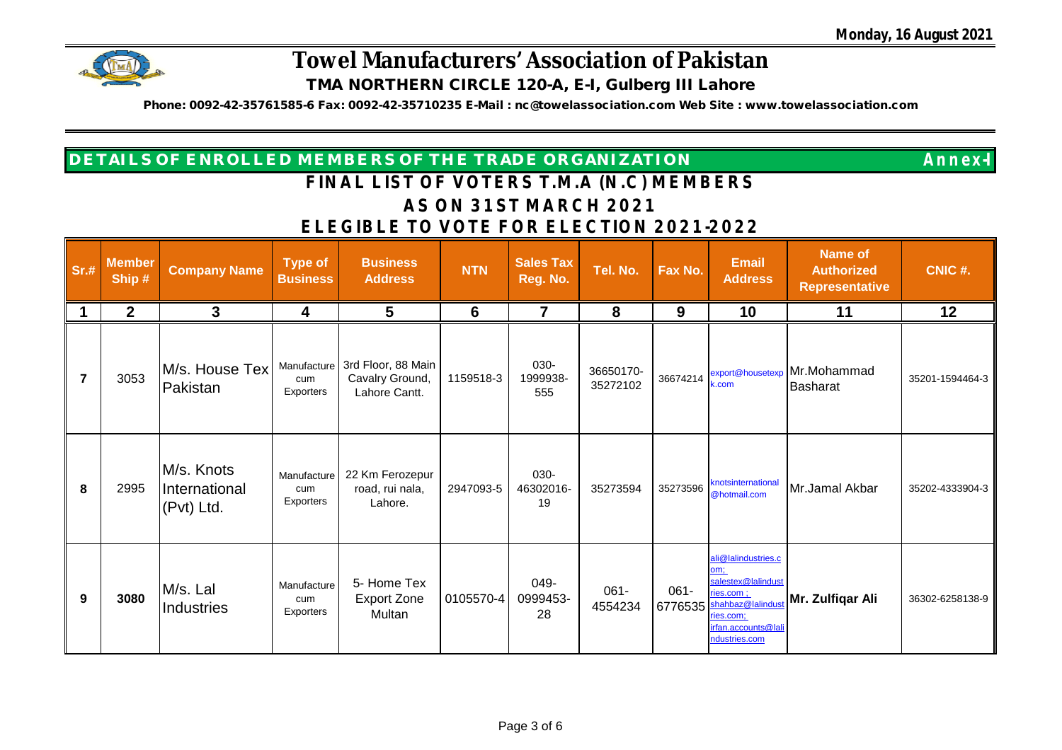Monday, 16 August 2021

# Towel Manufacturers' Association of Pakistan

**TMA NORTHERN CIRCLE 120-A, E-I, Gulberg III Lahore**

**Phone: 0092-42-35761585-6 Fax: 0092-42-35710235 E-Mail : nc@towelassociation.com Web Site : www.towelassociation.com**

**DETAILS OF ENROLLED MEMBERS OF THE TRADE ORGANIZATION** **Annex-I**

## FINAL LIST OF VOTERS T.M.A (N.C) MEMBERS

## AS ON 31ST MARCH 2021

## ELEGIBLE TO VOTE FOR ELECTION 2021-2022

| Sr.# | Member Ship # | Company Name | Type of Business | Business Address | NTN | Sales Tax Reg. No. | Tel. No. | Fax No. | Email Address | Name of Authorized Representative | CNIC #. |
|---|---|---|---|---|---|---|---|---|---|---|---|
| 1 | 2 | 3 | 4 | 5 | 6 | 7 | 8 | 9 | 10 | 11 | 12 |
| 7 | 3053 | M/s. House Tex Pakistan | Manufacture cum Exporters | 3rd Floor, 88 Main Cavalry Ground, Lahore Cantt. | 1159518-3 | 030-1999938-555 | 36650170-35272102 | 36674214 | export@housetexpk.com | Mr.Mohammad Basharat | 35201-1594464-3 |
| 8 | 2995 | M/s. Knots International (Pvt) Ltd. | Manufacture cum Exporters | 22 Km Ferozepur road, rui nala, Lahore. | 2947093-5 | 030-46302016-19 | 35273594 | 35273596 | knotsinternational@hotmail.com | Mr.Jamal Akbar | 35202-4333904-3 |
| 9 | 3080 | M/s. Lal Industries | Manufacture cum Exporters | 5- Home Tex Export Zone Multan | 0105570-4 | 049-0999453-28 | 061-4554234 | 061-6776535 | ali@lalindustries.com; salestex@lalindustries.com ; shahbaz@lalindustries.com; irfan.accounts@lalindustries.com | Mr. Zulfiqar Ali | 36302-6258138-9 |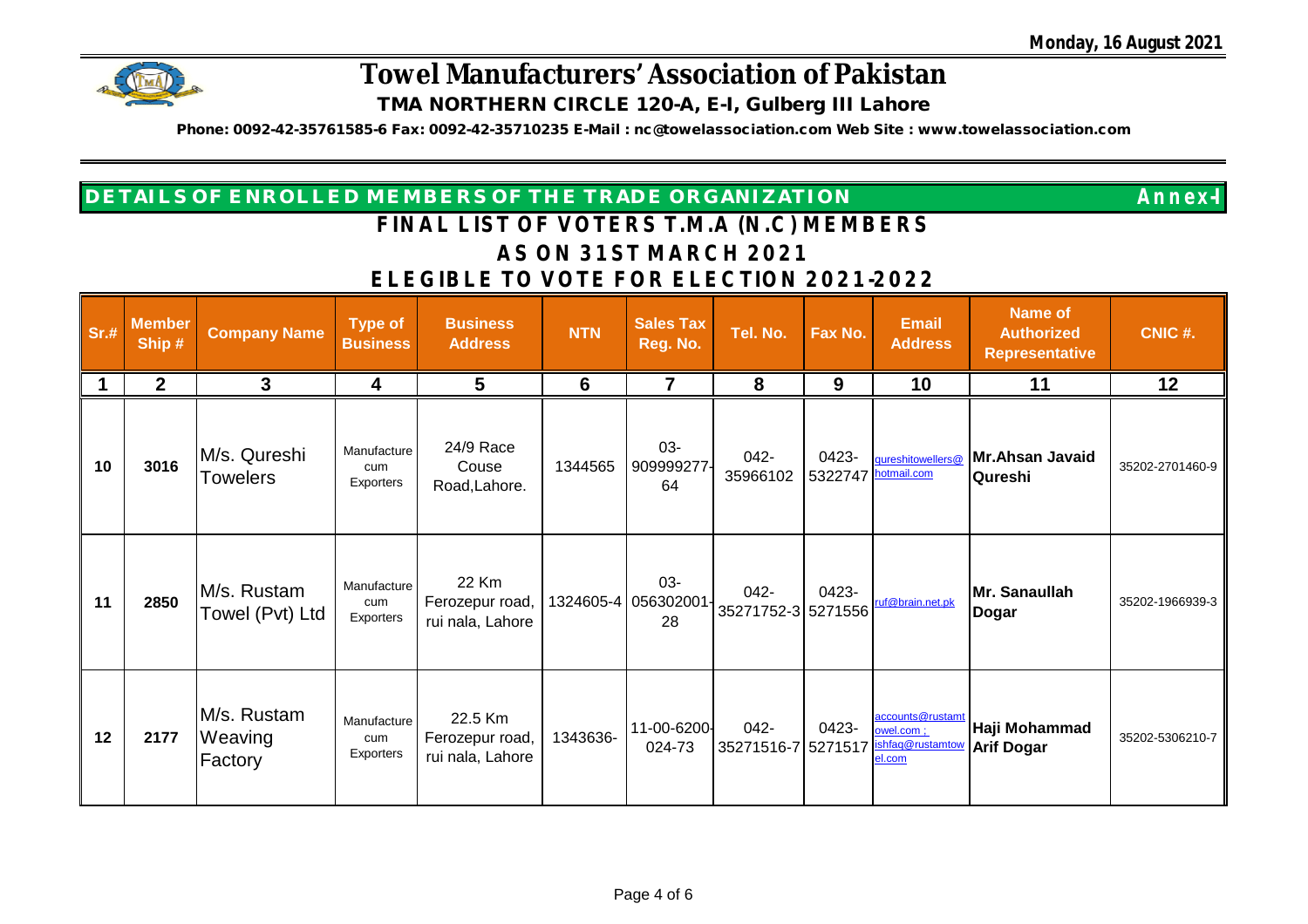Monday, 16 August 2021

# Towel Manufacturers' Association of Pakistan

**TMA NORTHERN CIRCLE 120-A, E-I, Gulberg III Lahore**

**Phone: 0092-42-35761585-6 Fax: 0092-42-35710235 E-Mail : nc@towelassociation.com Web Site : www.towelassociation.com**

**DETAILS OF ENROLLED MEMBERS OF THE TRADE ORGANIZATION** **Annex-I**

## FINAL LIST OF VOTERS T.M.A (N.C) MEMBERS

## AS ON 31ST MARCH 2021

## ELEGIBLE TO VOTE FOR ELECTION 2021-2022

| Sr.# | Member Ship # | Company Name | Type of Business | Business Address | NTN | Sales Tax Reg. No. | Tel. No. | Fax No. | Email Address | Name of Authorized Representative | CNIC #. |
|---|---|---|---|---|---|---|---|---|---|---|---|
| 1 | 2 | 3 | 4 | 5 | 6 | 7 | 8 | 9 | 10 | 11 | 12 |
| 10 | 3016 | M/s. Qureshi Towelers | Manufacture cum Exporters | 24/9 Race Couse Road,Lahore. | 1344565 | 03-909999277-64 | 042-35966102 | 0423-5322747 | qureshitowellers@hotmail.com | **Mr.Ahsan Javaid Qureshi** | 35202-2701460-9 |
| 11 | 2850 | M/s. Rustam Towel (Pvt) Ltd | Manufacture cum Exporters | 22 Km Ferozepur road, rui nala, Lahore | 1324605-4 | 03-056302001-28 | 042-35271752-3 | 0423-5271556 | ruf@brain.net.pk | **Mr. Sanaullah Dogar** | 35202-1966939-3 |
| 12 | 2177 | M/s. Rustam Weaving Factory | Manufacture cum Exporters | 22.5 Km Ferozepur road, rui nala, Lahore | 1343636- | 11-00-6200-024-73 | 042-35271516-7 | 0423-5271517 | accounts@rustamtowel.com ; ishfaq@rustamtowel.com | **Haji Mohammad Arif Dogar** | 35202-5306210-7 |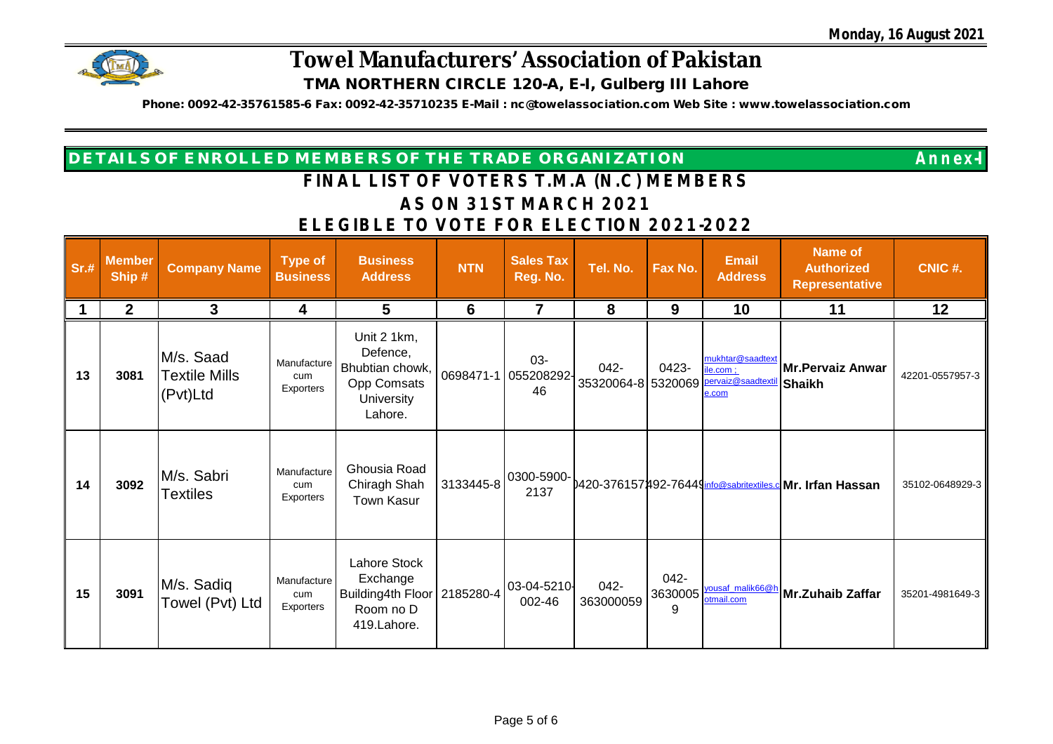Monday, 16 August 2021

# Towel Manufacturers' Association of Pakistan

**TMA NORTHERN CIRCLE 120-A, E-I, Gulberg III Lahore**

**Phone: 0092-42-35761585-6 Fax: 0092-42-35710235 E-Mail : nc@towelassociation.com Web Site : www.towelassociation.com**

## DETAILS OF ENROLLED MEMBERS OF THE TRADE ORGANIZATION — Annex-I

### FINAL LIST OF VOTERS T.M.A (N.C) MEMBERS

### AS ON 31ST MARCH 2021

### ELEGIBLE TO VOTE FOR ELECTION 2021-2022

| Sr.# | Member Ship # | Company Name | Type of Business | Business Address | NTN | Sales Tax Reg. No. | Tel. No. | Fax No. | Email Address | Name of Authorized Representative | CNIC #. |
|---|---|---|---|---|---|---|---|---|---|---|---|
| 1 | 2 | 3 | 4 | 5 | 6 | 7 | 8 | 9 | 10 | 11 | 12 |
| 13 | 3081 | M/s. Saad Textile Mills (Pvt)Ltd | Manufacture cum Exporters | Unit 2 1km, Defence, Bhubtian chowk, Opp Comsats University Lahore. | 0698471-1 | 03-055208292-46 | 042-35320064-8 | 0423-5320069 | mukhtar@saadtextile.com ; pervaiz@saadtextile.com | Mr.Pervaiz Anwar Shaikh | 42201-0557957-3 |
| 14 | 3092 | M/s. Sabri Textiles | Manufacture cum Exporters | Ghousia Road Chiragh Shah Town Kasur | 3133445-8 | 0300-5900-2137 | )420-376157 | 492-7644 | info@sabritextiles.c | Mr. Irfan Hassan | 35102-0648929-3 |
| 15 | 3091 | M/s. Sadiq Towel (Pvt) Ltd | Manufacture cum Exporters | Lahore Stock Exchange Building4th Floor Room no D 419.Lahore. | 2185280-4 | 03-04-5210-002-46 | 042-363000059 | 042-36300059 | yousaf_malik66@hotmail.com | Mr.Zuhaib Zaffar | 35201-4981649-3 |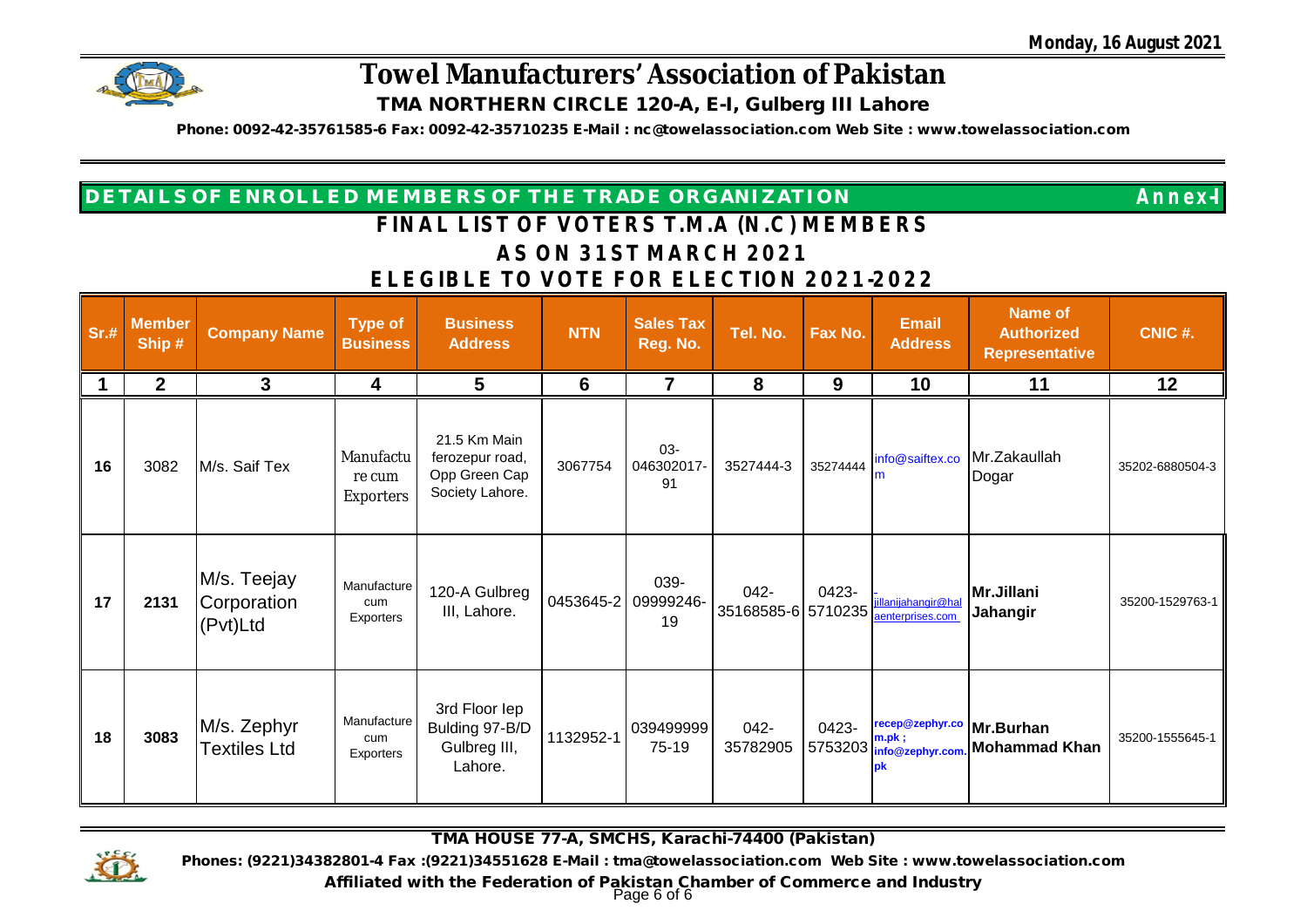Monday, 16 August 2021

# Towel Manufacturers' Association of Pakistan

**TMA NORTHERN CIRCLE 120-A, E-I, Gulberg III Lahore**

**Phone: 0092-42-35761585-6 Fax: 0092-42-35710235 E-Mail : nc@towelassociation.com Web Site : www.towelassociation.com**

## DETAILS OF ENROLLED MEMBERS OF THE TRADE ORGANIZATION — Annex-I

## FINAL LIST OF VOTERS T.M.A (N.C) MEMBERS

## AS ON 31ST MARCH 2021

## ELEGIBLE TO VOTE FOR ELECTION 2021-2022

| Sr.# | Member Ship # | Company Name | Type of Business | Business Address | NTN | Sales Tax Reg. No. | Tel. No. | Fax No. | Email Address | Name of Authorized Representative | CNIC #. |
|---|---|---|---|---|---|---|---|---|---|---|---|
| 1 | 2 | 3 | 4 | 5 | 6 | 7 | 8 | 9 | 10 | 11 | 12 |
| 16 | 3082 | M/s. Saif Tex | Manufacture cum Exporters | 21.5 Km Main ferozepur road, Opp Green Cap Society Lahore. | 3067754 | 03-046302017-91 | 3527444-3 | 35274444 | info@saiftex.com | Mr.Zakaullah Dogar | 35202-6880504-3 |
| 17 | 2131 | M/s. Teejay Corporation (Pvt)Ltd | Manufacture cum Exporters | 120-A Gulbreg III, Lahore. | 0453645-2 | 039-09999246-19 | 042-35168585-6 | 0423-5710235 | jillanijahangir@halaenterprises.com | Mr.Jillani Jahangir | 35200-1529763-1 |
| 18 | 3083 | M/s. Zephyr Textiles Ltd | Manufacture cum Exporters | 3rd Floor Iep Bulding 97-B/D Gulbreg III, Lahore. | 1132952-1 | 039499999 75-19 | 042-35782905 | 0423-5753203 | recep@zephyr.com.pk ; info@zephyr.com.pk | Mr.Burhan Mohammad Khan | 35200-1555645-1 |

TMA HOUSE 77-A, SMCHS, Karachi-74400 (Pakistan)

Phones: (9221)34382801-4 Fax :(9221)34551628 E-Mail : tma@towelassociation.com Web Site : www.towelassociation.com

Affiliated with the Federation of Pakistan Chamber of Commerce and Industry